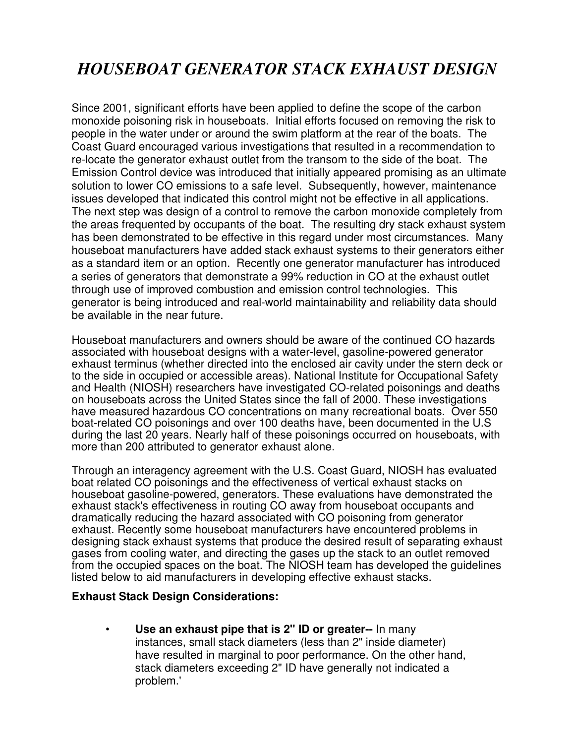# *HOUSEBOAT GENERATOR STACK EXHAUST DESIGN*

Since 2001, significant efforts have been applied to define the scope of the carbon monoxide poisoning risk in houseboats. Initial efforts focused on removing the risk to people in the water under or around the swim platform at the rear of the boats. The Coast Guard encouraged various investigations that resulted in a recommendation to re-locate the generator exhaust outlet from the transom to the side of the boat. The Emission Control device was introduced that initially appeared promising as an ultimate solution to lower CO emissions to a safe level. Subsequently, however, maintenance issues developed that indicated this control might not be effective in all applications. The next step was design of a control to remove the carbon monoxide completely from the areas frequented by occupants of the boat. The resulting dry stack exhaust system has been demonstrated to be effective in this regard under most circumstances. Many houseboat manufacturers have added stack exhaust systems to their generators either as a standard item or an option. Recently one generator manufacturer has introduced a series of generators that demonstrate a 99% reduction in CO at the exhaust outlet through use of improved combustion and emission control technologies. This generator is being introduced and real-world maintainability and reliability data should be available in the near future.

Houseboat manufacturers and owners should be aware of the continued CO hazards associated with houseboat designs with a water-level, gasoline-powered generator exhaust terminus (whether directed into the enclosed air cavity under the stern deck or to the side in occupied or accessible areas). National Institute for Occupational Safety and Health (NIOSH) researchers have investigated CO-related poisonings and deaths on houseboats across the United States since the fall of 2000. These investigations have measured hazardous CO concentrations on many recreational boats. Over 550 boat-related CO poisonings and over 100 deaths have, been documented in the U.S during the last 20 years. Nearly half of these poisonings occurred on houseboats, with more than 200 attributed to generator exhaust alone.

Through an interagency agreement with the U.S. Coast Guard, NIOSH has evaluated boat related CO poisonings and the effectiveness of vertical exhaust stacks on houseboat gasoline-powered, generators. These evaluations have demonstrated the exhaust stack's effectiveness in routing CO away from houseboat occupants and dramatically reducing the hazard associated with CO poisoning from generator exhaust. Recently some houseboat manufacturers have encountered problems in designing stack exhaust systems that produce the desired result of separating exhaust gases from cooling water, and directing the gases up the stack to an outlet removed from the occupied spaces on the boat. The NIOSH team has developed the guidelines listed below to aid manufacturers in developing effective exhaust stacks.

**Exhaust Stack Design Considerations:**

- **Use an exhaust pipe that is 2" ID or greater--** In many instances, small stack diameters (less than 2" inside diameter) have resulted in marginal to poor performance. On the other hand, stack diameters exceeding 2" ID have generally not indicated a problem.'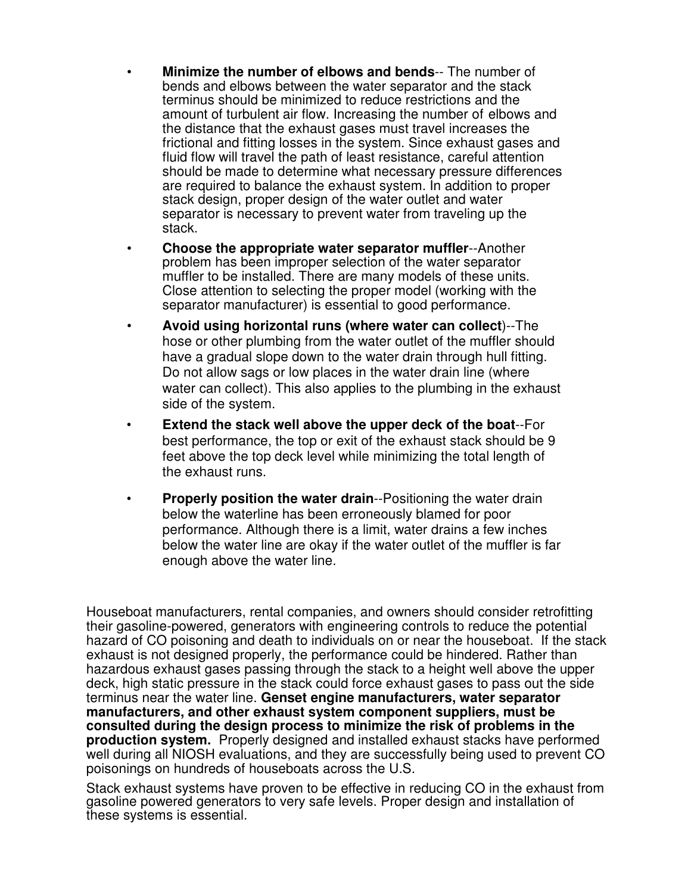- **Minimize the number of elbows and bends**-- The number of bends and elbows between the water separator and the stack terminus should be minimized to reduce restrictions and the amount of turbulent air flow. Increasing the number of elbows and the distance that the exhaust gases must travel increases the frictional and fitting losses in the system. Since exhaust gases and fluid flow will travel the path of least resistance, careful attention should be made to determine what necessary pressure differences are required to balance the exhaust system. In addition to proper stack design, proper design of the water outlet and water separator is necessary to prevent water from traveling up the stack.
- **Choose the appropriate water separator muffler**--Another problem has been improper selection of the water separator muffler to be installed. There are many models of these units. Close attention to selecting the proper model (working with the separator manufacturer) is essential to good performance.
- **Avoid using horizontal runs (where water can collect**)--The hose or other plumbing from the water outlet of the muffler should have a gradual slope down to the water drain through hull fitting. Do not allow sags or low places in the water drain line (where water can collect). This also applies to the plumbing in the exhaust side of the system.
- **Extend the stack well above the upper deck of the boat**--For best performance, the top or exit of the exhaust stack should be 9 feet above the top deck level while minimizing the total length of the exhaust runs.
- **Properly position the water drain**--Positioning the water drain below the waterline has been erroneously blamed for poor performance. Although there is a limit, water drains a few inches below the water line are okay if the water outlet of the muffler is far enough above the water line.

Houseboat manufacturers, rental companies, and owners should consider retrofitting their gasoline-powered, generators with engineering controls to reduce the potential hazard of CO poisoning and death to individuals on or near the houseboat. If the stack exhaust is not designed properly, the performance could be hindered. Rather than hazardous exhaust gases passing through the stack to a height well above the upper deck, high static pressure in the stack could force exhaust gases to pass out the side terminus near the water line. **Genset engine manufacturers, water separator manufacturers, and other exhaust system component suppliers, must be consulted during the design process to minimize the risk of problems in the production system.** Properly designed and installed exhaust stacks have performed well during all NIOSH evaluations, and they are successfully being used to prevent CO poisonings on hundreds of houseboats across the U.S.

Stack exhaust systems have proven to be effective in reducing CO in the exhaust from gasoline powered generators to very safe levels. Proper design and installation of these systems is essential.